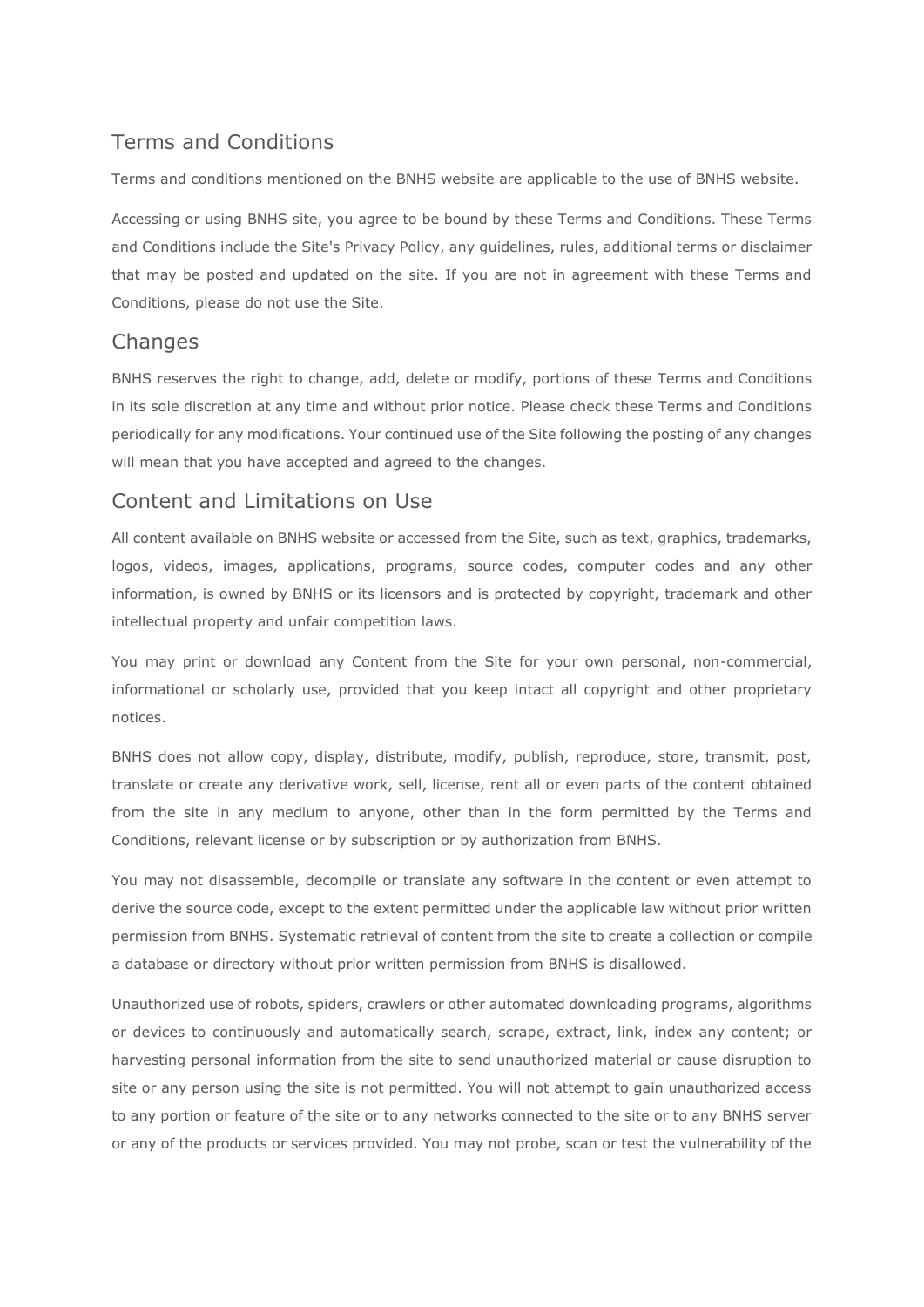## Terms and Conditions

Terms and conditions mentioned on the BNHS website are applicable to the use of BNHS website.

Accessing or using BNHS site, you agree to be bound by these Terms and Conditions. These Terms and Conditions include the Site's Privacy Policy, any guidelines, rules, additional terms or disclaimer that may be posted and updated on the site. If you are not in agreement with these Terms and Conditions, please do not use the Site.

## Changes

BNHS reserves the right to change, add, delete or modify, portions of these Terms and Conditions in its sole discretion at any time and without prior notice. Please check these Terms and Conditions periodically for any modifications. Your continued use of the Site following the posting of any changes will mean that you have accepted and agreed to the changes.

## Content and Limitations on Use

All content available on BNHS website or accessed from the Site, such as text, graphics, trademarks, logos, videos, images, applications, programs, source codes, computer codes and any other information, is owned by BNHS or its licensors and is protected by copyright, trademark and other intellectual property and unfair competition laws.

You may print or download any Content from the Site for your own personal, non-commercial, informational or scholarly use, provided that you keep intact all copyright and other proprietary notices.

BNHS does not allow copy, display, distribute, modify, publish, reproduce, store, transmit, post, translate or create any derivative work, sell, license, rent all or even parts of the content obtained from the site in any medium to anyone, other than in the form permitted by the Terms and Conditions, relevant license or by subscription or by authorization from BNHS.

You may not disassemble, decompile or translate any software in the content or even attempt to derive the source code, except to the extent permitted under the applicable law without prior written permission from BNHS. Systematic retrieval of content from the site to create a collection or compile a database or directory without prior written permission from BNHS is disallowed.

Unauthorized use of robots, spiders, crawlers or other automated downloading programs, algorithms or devices to continuously and automatically search, scrape, extract, link, index any content; or harvesting personal information from the site to send unauthorized material or cause disruption to site or any person using the site is not permitted. You will not attempt to gain unauthorized access to any portion or feature of the site or to any networks connected to the site or to any BNHS server or any of the products or services provided. You may not probe, scan or test the vulnerability of the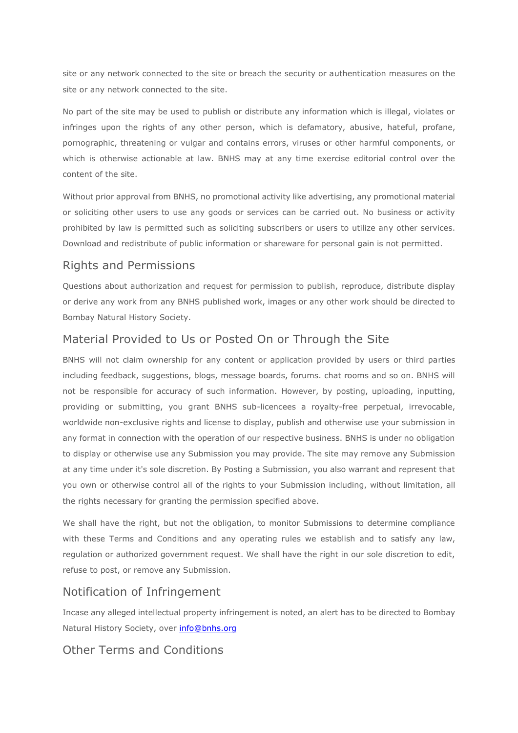site or any network connected to the site or breach the security or authentication measures on the site or any network connected to the site.

No part of the site may be used to publish or distribute any information which is illegal, violates or infringes upon the rights of any other person, which is defamatory, abusive, hateful, profane, pornographic, threatening or vulgar and contains errors, viruses or other harmful components, or which is otherwise actionable at law. BNHS may at any time exercise editorial control over the content of the site.

Without prior approval from BNHS, no promotional activity like advertising, any promotional material or soliciting other users to use any goods or services can be carried out. No business or activity prohibited by law is permitted such as soliciting subscribers or users to utilize any other services. Download and redistribute of public information or shareware for personal gain is not permitted.

## Rights and Permissions

Questions about authorization and request for permission to publish, reproduce, distribute display or derive any work from any BNHS published work, images or any other work should be directed to Bombay Natural History Society.

## Material Provided to Us or Posted On or Through the Site

BNHS will not claim ownership for any content or application provided by users or third parties including feedback, suggestions, blogs, message boards, forums. chat rooms and so on. BNHS will not be responsible for accuracy of such information. However, by posting, uploading, inputting, providing or submitting, you grant BNHS sub-licencees a royalty-free perpetual, irrevocable, worldwide non-exclusive rights and license to display, publish and otherwise use your submission in any format in connection with the operation of our respective business. BNHS is under no obligation to display or otherwise use any Submission you may provide. The site may remove any Submission at any time under it's sole discretion. By Posting a Submission, you also warrant and represent that you own or otherwise control all of the rights to your Submission including, without limitation, all the rights necessary for granting the permission specified above.

We shall have the right, but not the obligation, to monitor Submissions to determine compliance with these Terms and Conditions and any operating rules we establish and to satisfy any law, regulation or authorized government request. We shall have the right in our sole discretion to edit, refuse to post, or remove any Submission.

## Notification of Infringement

Incase any alleged intellectual property infringement is noted, an alert has to be directed to Bombay Natural History Society, over info@bnhs.org

## Other Terms and Conditions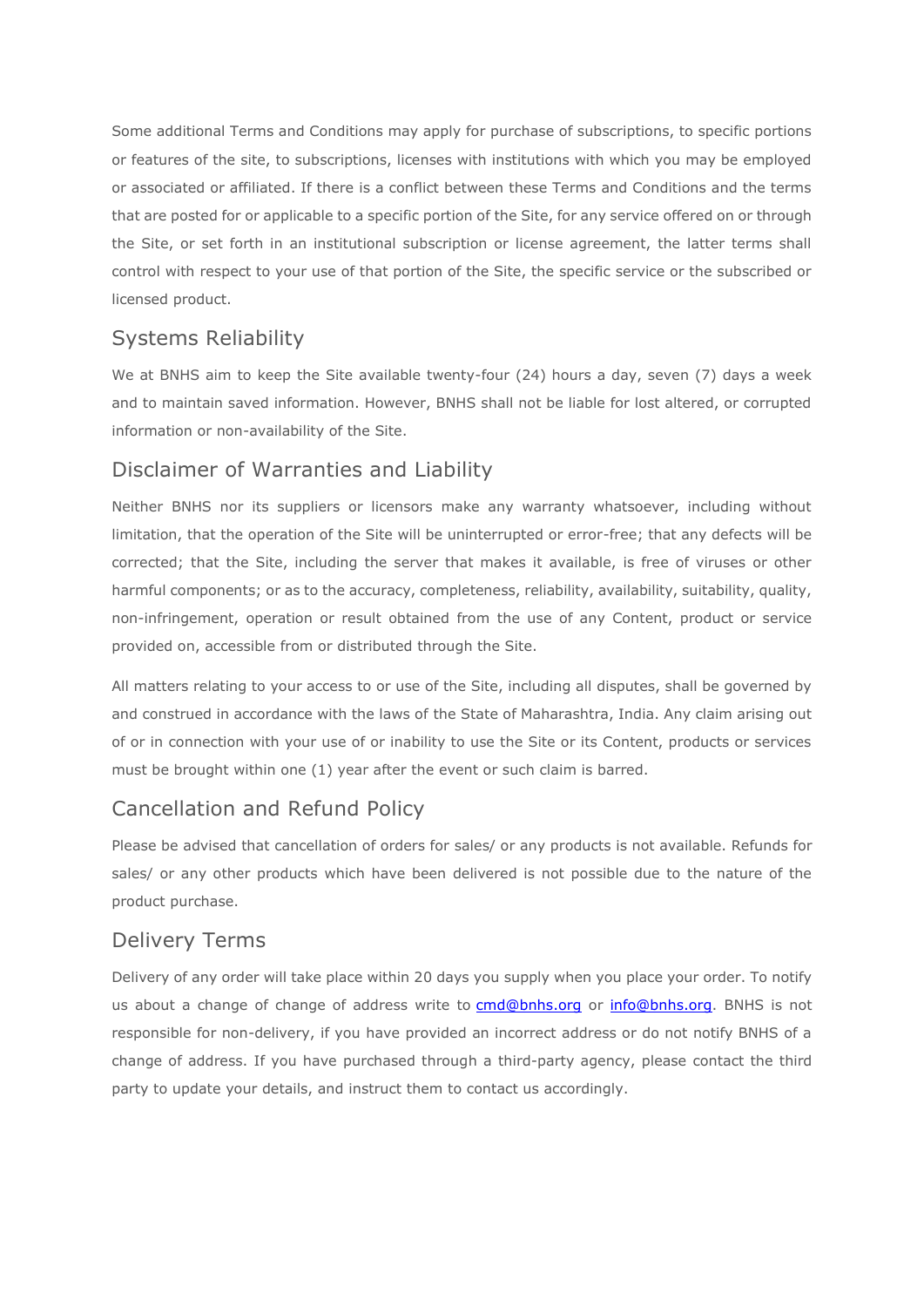Some additional Terms and Conditions may apply for purchase of subscriptions, to specific portions or features of the site, to subscriptions, licenses with institutions with which you may be employed or associated or affiliated. If there is a conflict between these Terms and Conditions and the terms that are posted for or applicable to a specific portion of the Site, for any service offered on or through the Site, or set forth in an institutional subscription or license agreement, the latter terms shall control with respect to your use of that portion of the Site, the specific service or the subscribed or licensed product.

## Systems Reliability

We at BNHS aim to keep the Site available twenty-four (24) hours a day, seven (7) days a week and to maintain saved information. However, BNHS shall not be liable for lost altered, or corrupted information or non-availability of the Site.

## Disclaimer of Warranties and Liability

Neither BNHS nor its suppliers or licensors make any warranty whatsoever, including without limitation, that the operation of the Site will be uninterrupted or error-free; that any defects will be corrected; that the Site, including the server that makes it available, is free of viruses or other harmful components; or as to the accuracy, completeness, reliability, availability, suitability, quality, non-infringement, operation or result obtained from the use of any Content, product or service provided on, accessible from or distributed through the Site.

All matters relating to your access to or use of the Site, including all disputes, shall be governed by and construed in accordance with the laws of the State of Maharashtra, India. Any claim arising out of or in connection with your use of or inability to use the Site or its Content, products or services must be brought within one (1) year after the event or such claim is barred.

## Cancellation and Refund Policy

Please be advised that cancellation of orders for sales/ or any products is not available. Refunds for sales/ or any other products which have been delivered is not possible due to the nature of the product purchase.

## Delivery Terms

Delivery of any order will take place within 20 days you supply when you place your order. To notify us about a change of change of address write to cmd@bnhs.org or info@bnhs.org. BNHS is not responsible for non-delivery, if you have provided an incorrect address or do not notify BNHS of a change of address. If you have purchased through a third-party agency, please contact the third party to update your details, and instruct them to contact us accordingly.